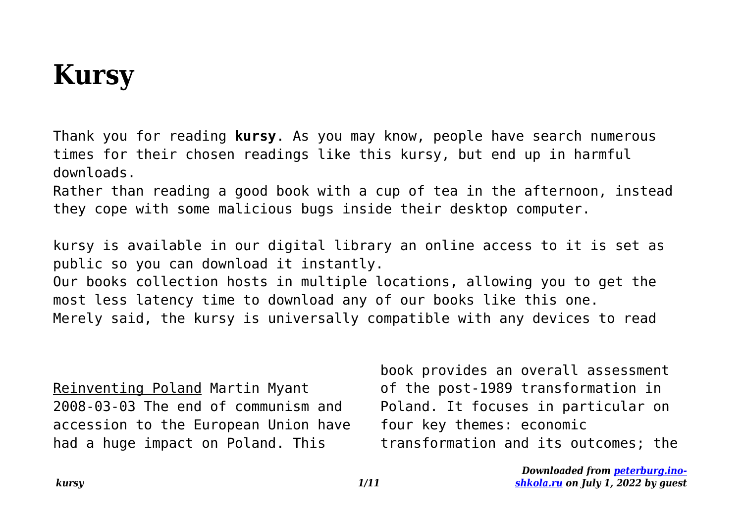# Kursy

Thank you for reading **kursy**. As you may know, people have search numerous times for their chosen readings like this kursy, but end up in harmful downloads.
Rather than reading a good book with a cup of tea in the afternoon, instead they cope with some malicious bugs inside their desktop computer.

kursy is available in our digital library an online access to it is set as public so you can download it instantly.
Our books collection hosts in multiple locations, allowing you to get the most less latency time to download any of our books like this one.
Merely said, the kursy is universally compatible with any devices to read

Reinventing Poland Martin Myant 2008-03-03 The end of communism and accession to the European Union have had a huge impact on Poland. This book provides an overall assessment of the post-1989 transformation in Poland. It focuses in particular on four key themes: economic transformation and its outcomes; the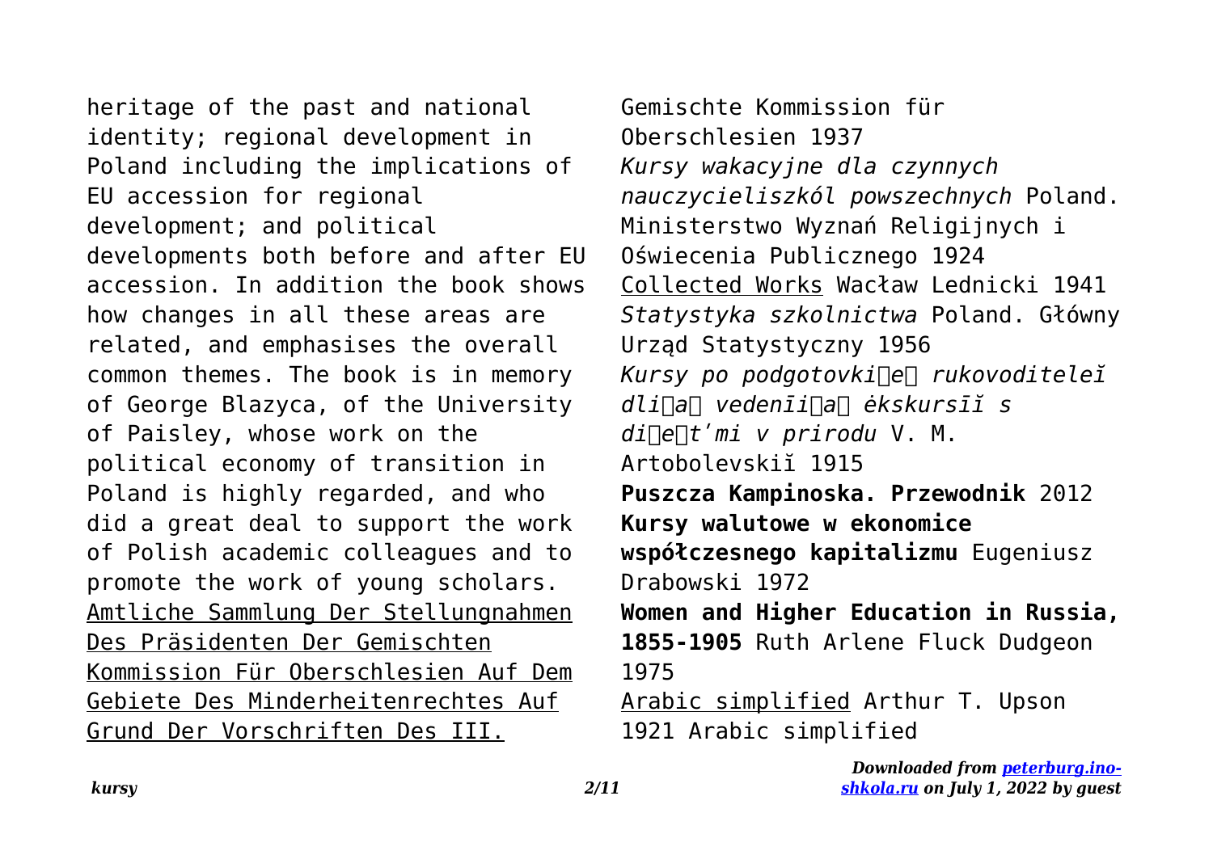heritage of the past and national identity; regional development in Poland including the implications of EU accession for regional development; and political developments both before and after EU accession. In addition the book shows how changes in all these areas are related, and emphasises the overall common themes. The book is in memory of George Blazyca, of the University of Paisley, whose work on the political economy of transition in Poland is highly regarded, and who did a great deal to support the work of Polish academic colleagues and to promote the work of young scholars.

Amtliche Sammlung Der Stellungnahmen Des Präsidenten Der Gemischten Kommission Für Oberschlesien Auf Dem Gebiete Des Minderheitenrechtes Auf Grund Der Vorschriften Des III. Gemischte Kommission für Oberschlesien 1937

*Kursy wakacyjne dla czynnych nauczycieliszkól powszechnych* Poland. Ministerstwo Wyznań Religijnych i Oświecenia Publicznego 1924

Collected Works Wacław Lednicki 1941

*Statystyka szkolnictwa* Poland. Główny Urząd Statystyczny 1956

*Kursy po podgotovki͡e͡ rukovoditeleĭ dli͡a͡ vedenīi͡a͡ ėkskursīĭ s di͡e͡tʹmi v prirodu* V. M. Artobolevskiĭ 1915

**Puszcza Kampinoska. Przewodnik** 2012

**Kursy walutowe w ekonomice współczesnego kapitalizmu** Eugeniusz Drabowski 1972

**Women and Higher Education in Russia, 1855-1905** Ruth Arlene Fluck Dudgeon 1975

Arabic simplified Arthur T. Upson 1921 Arabic simplified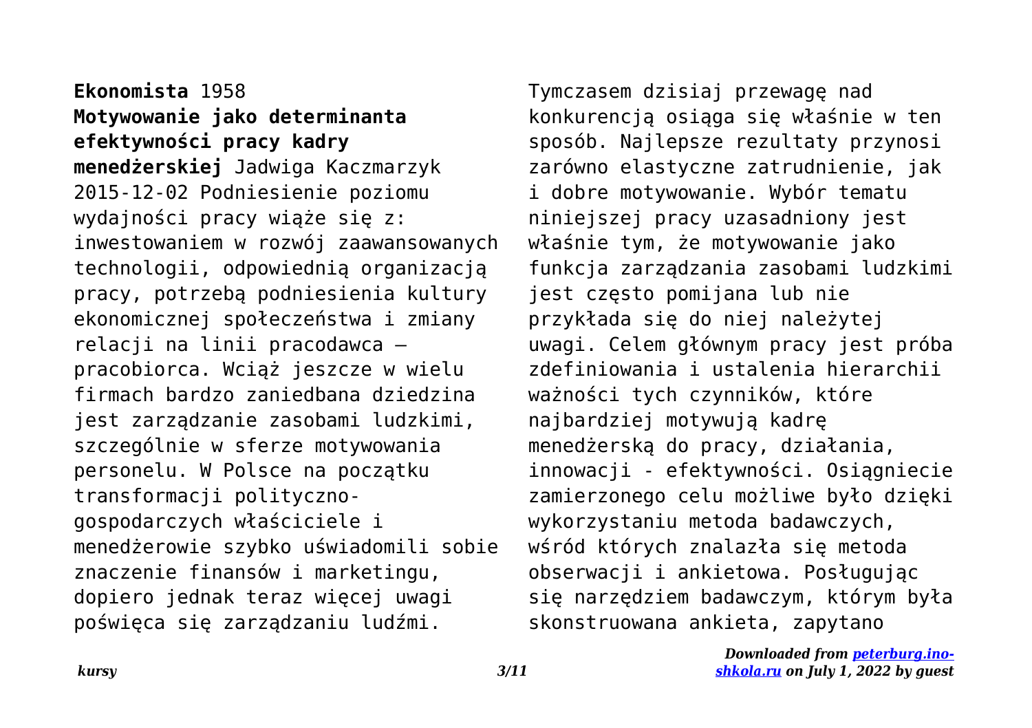**Ekonomista** 1958

**Motywowanie jako determinanta efektywności pracy kadry menedżerskiej** Jadwiga Kaczmarzyk 2015-12-02 Podniesienie poziomu wydajności pracy wiąże się z: inwestowaniem w rozwój zaawansowanych technologii, odpowiednią organizacją pracy, potrzebą podniesienia kultury ekonomicznej społeczeństwa i zmiany relacji na linii pracodawca – pracobiorca. Wciąż jeszcze w wielu firmach bardzo zaniedbana dziedzina jest zarządzanie zasobami ludzkimi, szczególnie w sferze motywowania personelu. W Polsce na początku transformacji polityczno-gospodarczych właściciele i menedżerowie szybko uświadomili sobie znaczenie finansów i marketingu, dopiero jednak teraz więcej uwagi poświęca się zarządzaniu ludźmi. Tymczasem dzisiaj przewagę nad konkurencją osiąga się właśnie w ten sposób. Najlepsze rezultaty przynosi zarówno elastyczne zatrudnienie, jak i dobre motywowanie. Wybór tematu niniejszej pracy uzasadniony jest właśnie tym, że motywowanie jako funkcja zarządzania zasobami ludzkimi jest często pomijana lub nie przykłada się do niej należytej uwagi. Celem głównym pracy jest próba zdefiniowania i ustalenia hierarchii ważności tych czynników, które najbardziej motywują kadrę menedżerską do pracy, działania, innowacji - efektywności. Osiągniecie zamierzonego celu możliwe było dzięki wykorzystaniu metoda badawczych, wśród których znalazła się metoda obserwacji i ankietowa. Posługując się narzędziem badawczym, którym była skonstruowana ankieta, zapytano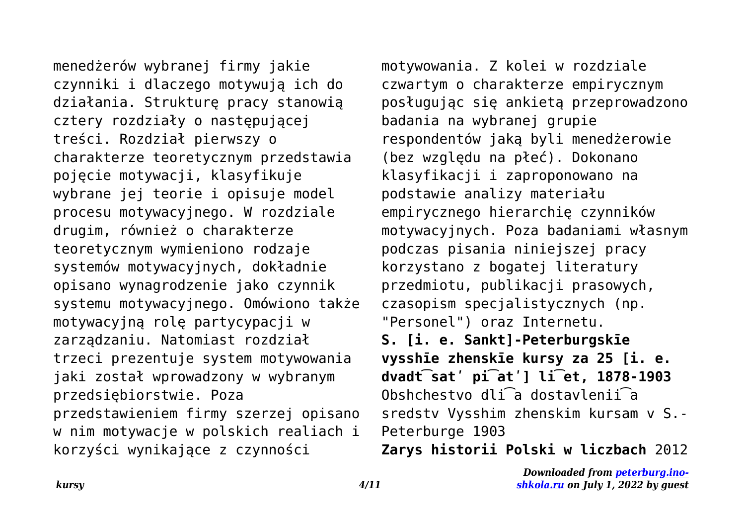menedżerów wybranej firmy jakie czynniki i dlaczego motywują ich do działania. Strukturę pracy stanowią cztery rozdziały o następującej treści. Rozdział pierwszy o charakterze teoretycznym przedstawia pojęcie motywacji, klasyfikuje wybrane jej teorie i opisuje model procesu motywacyjnego. W rozdziale drugim, również o charakterze teoretycznym wymieniono rodzaje systemów motywacyjnych, dokładnie opisano wynagrodzenie jako czynnik systemu motywacyjnego. Omówiono także motywacyjną rolę partycypacji w zarządzaniu. Natomiast rozdział trzeci prezentuje system motywowania jaki został wprowadzony w wybranym przedsiębiorstwie. Poza przedstawieniem firmy szerzej opisano w nim motywacje w polskich realiach i korzyści wynikające z czynności motywowania. Z kolei w rozdziale czwartym o charakterze empirycznym posługując się ankietą przeprowadzono badania na wybranej grupie respondentów jaką byli menedżerowie (bez względu na płeć). Dokonano klasyfikacji i zaproponowano na podstawie analizy materiału empirycznego hierarchię czynników motywacyjnych. Poza badaniami własnym podczas pisania niniejszej pracy korzystano z bogatej literatury przedmiotu, publikacji prasowych, czasopism specjalistycznych (np. "Personel") oraz Internetu.

**S. [i. e. Sankt]-Peterburgskīe vysshīe zhenskīe kursy za 25 [i. e. dvadt͡satʹ pi͡atʹ] li͡et, 1878-1903**
Obshchestvo dli͡a dostavlenii͡a sredstv Vysshim zhenskim kursam v S.-Peterburge 1903

**Zarys historii Polski w liczbach** 2012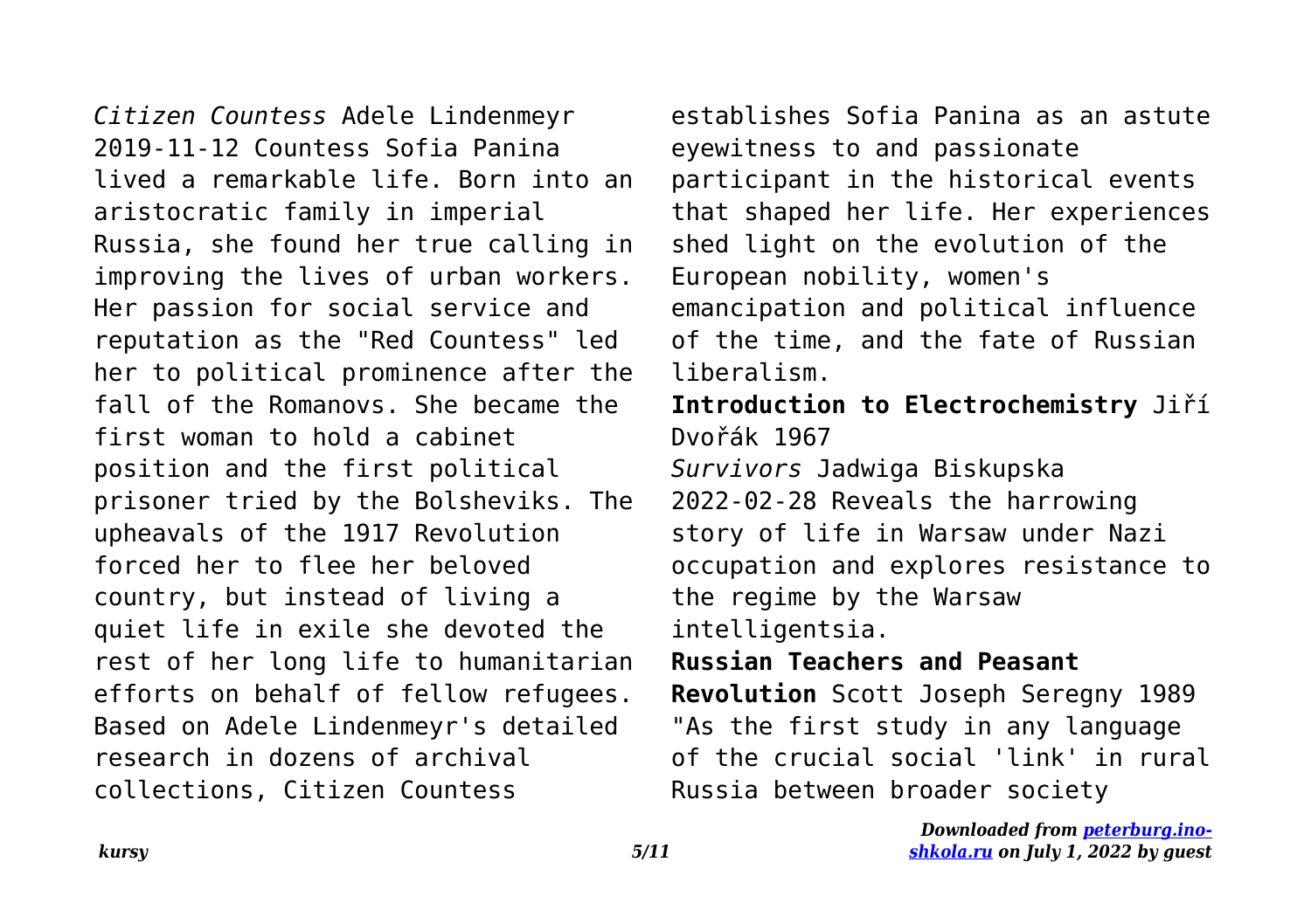*Citizen Countess* Adele Lindenmeyr 2019-11-12 Countess Sofia Panina lived a remarkable life. Born into an aristocratic family in imperial Russia, she found her true calling in improving the lives of urban workers. Her passion for social service and reputation as the "Red Countess" led her to political prominence after the fall of the Romanovs. She became the first woman to hold a cabinet position and the first political prisoner tried by the Bolsheviks. The upheavals of the 1917 Revolution forced her to flee her beloved country, but instead of living a quiet life in exile she devoted the rest of her long life to humanitarian efforts on behalf of fellow refugees. Based on Adele Lindenmeyr's detailed research in dozens of archival collections, Citizen Countess establishes Sofia Panina as an astute eyewitness to and passionate participant in the historical events that shaped her life. Her experiences shed light on the evolution of the European nobility, women's emancipation and political influence of the time, and the fate of Russian liberalism.

**Introduction to Electrochemistry** Jiří Dvořák 1967

*Survivors* Jadwiga Biskupska 2022-02-28 Reveals the harrowing story of life in Warsaw under Nazi occupation and explores resistance to the regime by the Warsaw intelligentsia.

**Russian Teachers and Peasant Revolution** Scott Joseph Seregny 1989 "As the first study in any language of the crucial social 'link' in rural Russia between broader society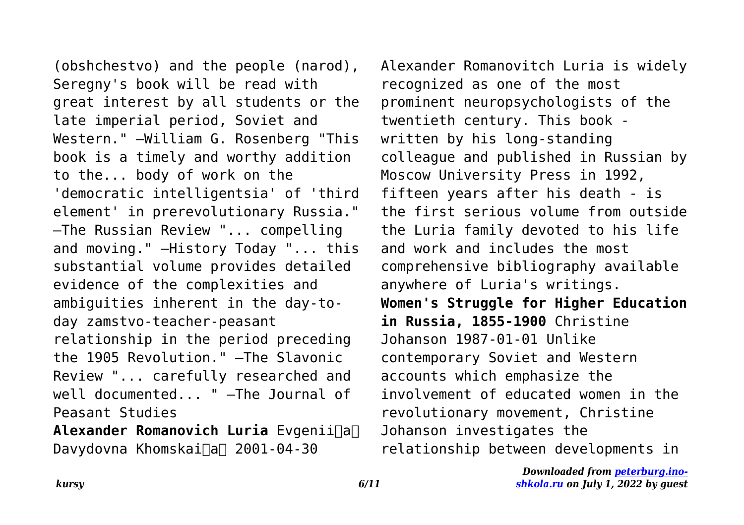(obshchestvo) and the people (narod), Seregny's book will be read with great interest by all students or the late imperial period, Soviet and Western." —William G. Rosenberg "This book is a timely and worthy addition to the... body of work on the 'democratic intelligentsia' of 'third element' in prerevolutionary Russia." —The Russian Review "... compelling and moving." —History Today "... this substantial volume provides detailed evidence of the complexities and ambiguities inherent in the day-to-day zamstvo-teacher-peasant relationship in the period preceding the 1905 Revolution." —The Slavonic Review "... carefully researched and well documented... " —The Journal of Peasant Studies

**Alexander Romanovich Luria** Evgenii͡a͡ Davydovna Khomskai͡a͡ 2001-04-30 Alexander Romanovitch Luria is widely recognized as one of the most prominent neuropsychologists of the twentieth century. This book - written by his long-standing colleague and published in Russian by Moscow University Press in 1992, fifteen years after his death - is the first serious volume from outside the Luria family devoted to his life and work and includes the most comprehensive bibliography available anywhere of Luria's writings.

**Women's Struggle for Higher Education in Russia, 1855-1900** Christine Johanson 1987-01-01 Unlike contemporary Soviet and Western accounts which emphasize the involvement of educated women in the revolutionary movement, Christine Johanson investigates the relationship between developments in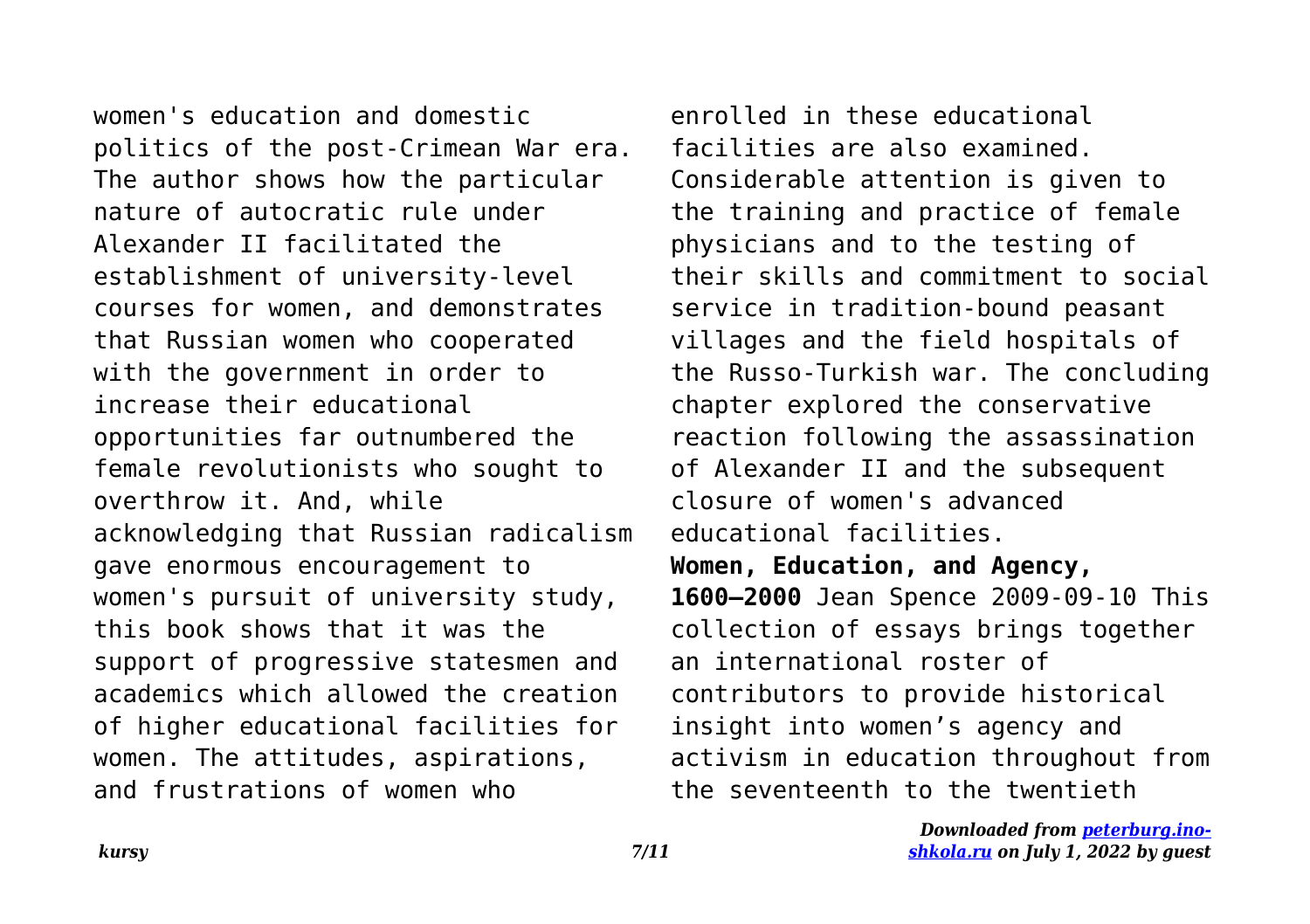women's education and domestic politics of the post-Crimean War era. The author shows how the particular nature of autocratic rule under Alexander II facilitated the establishment of university-level courses for women, and demonstrates that Russian women who cooperated with the government in order to increase their educational opportunities far outnumbered the female revolutionists who sought to overthrow it. And, while acknowledging that Russian radicalism gave enormous encouragement to women's pursuit of university study, this book shows that it was the support of progressive statesmen and academics which allowed the creation of higher educational facilities for women. The attitudes, aspirations, and frustrations of women who enrolled in these educational facilities are also examined. Considerable attention is given to the training and practice of female physicians and to the testing of their skills and commitment to social service in tradition-bound peasant villages and the field hospitals of the Russo-Turkish war. The concluding chapter explored the conservative reaction following the assassination of Alexander II and the subsequent closure of women's advanced educational facilities.

**Women, Education, and Agency, 1600–2000** Jean Spence 2009-09-10 This collection of essays brings together an international roster of contributors to provide historical insight into women's agency and activism in education throughout from the seventeenth to the twentieth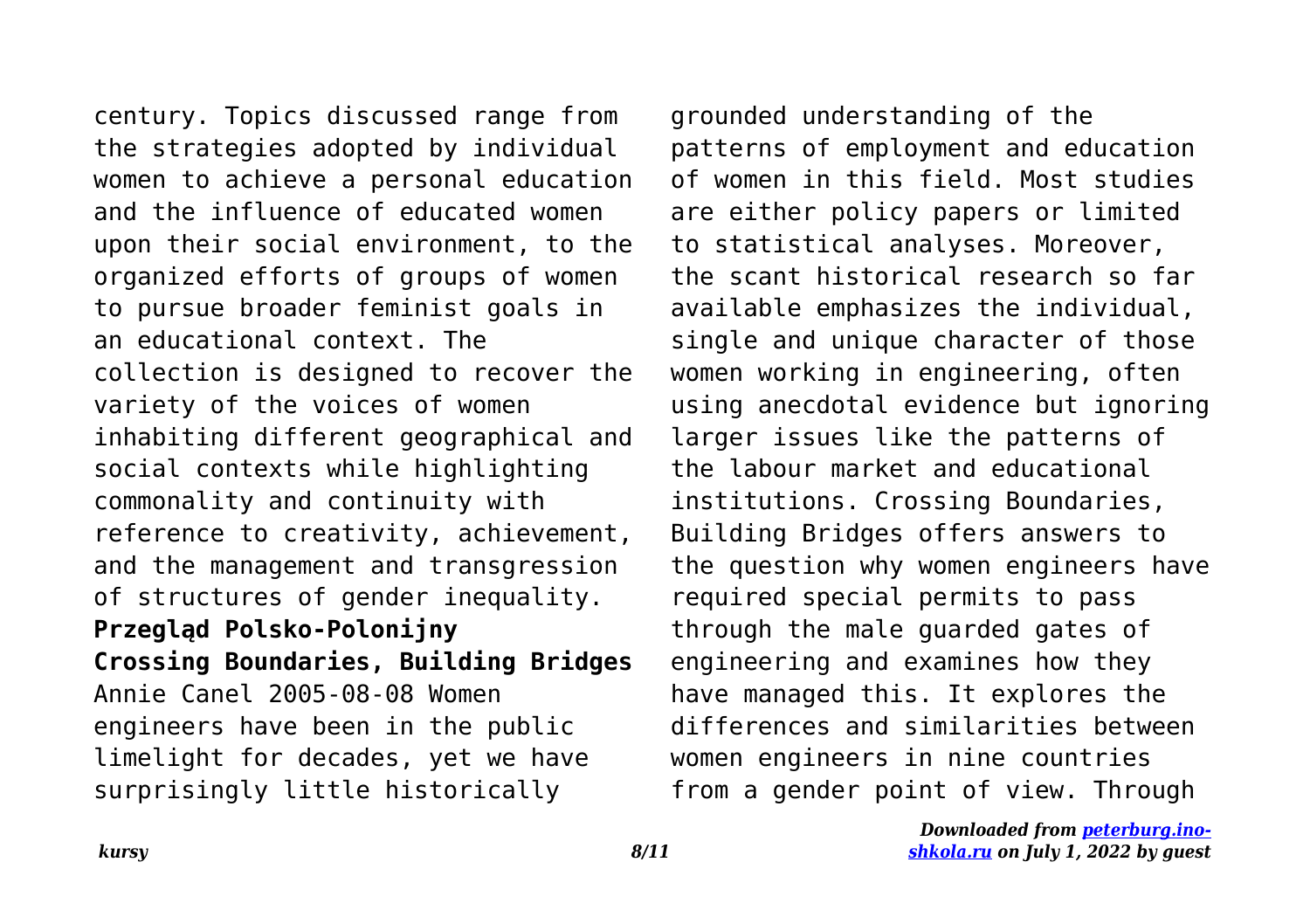century. Topics discussed range from the strategies adopted by individual women to achieve a personal education and the influence of educated women upon their social environment, to the organized efforts of groups of women to pursue broader feminist goals in an educational context. The collection is designed to recover the variety of the voices of women inhabiting different geographical and social contexts while highlighting commonality and continuity with reference to creativity, achievement, and the management and transgression of structures of gender inequality.

**Przegląd Polsko-Polonijny**

**Crossing Boundaries, Building Bridges**

Annie Canel 2005-08-08 Women engineers have been in the public limelight for decades, yet we have surprisingly little historically grounded understanding of the patterns of employment and education of women in this field. Most studies are either policy papers or limited to statistical analyses. Moreover, the scant historical research so far available emphasizes the individual, single and unique character of those women working in engineering, often using anecdotal evidence but ignoring larger issues like the patterns of the labour market and educational institutions. Crossing Boundaries, Building Bridges offers answers to the question why women engineers have required special permits to pass through the male guarded gates of engineering and examines how they have managed this. It explores the differences and similarities between women engineers in nine countries from a gender point of view. Through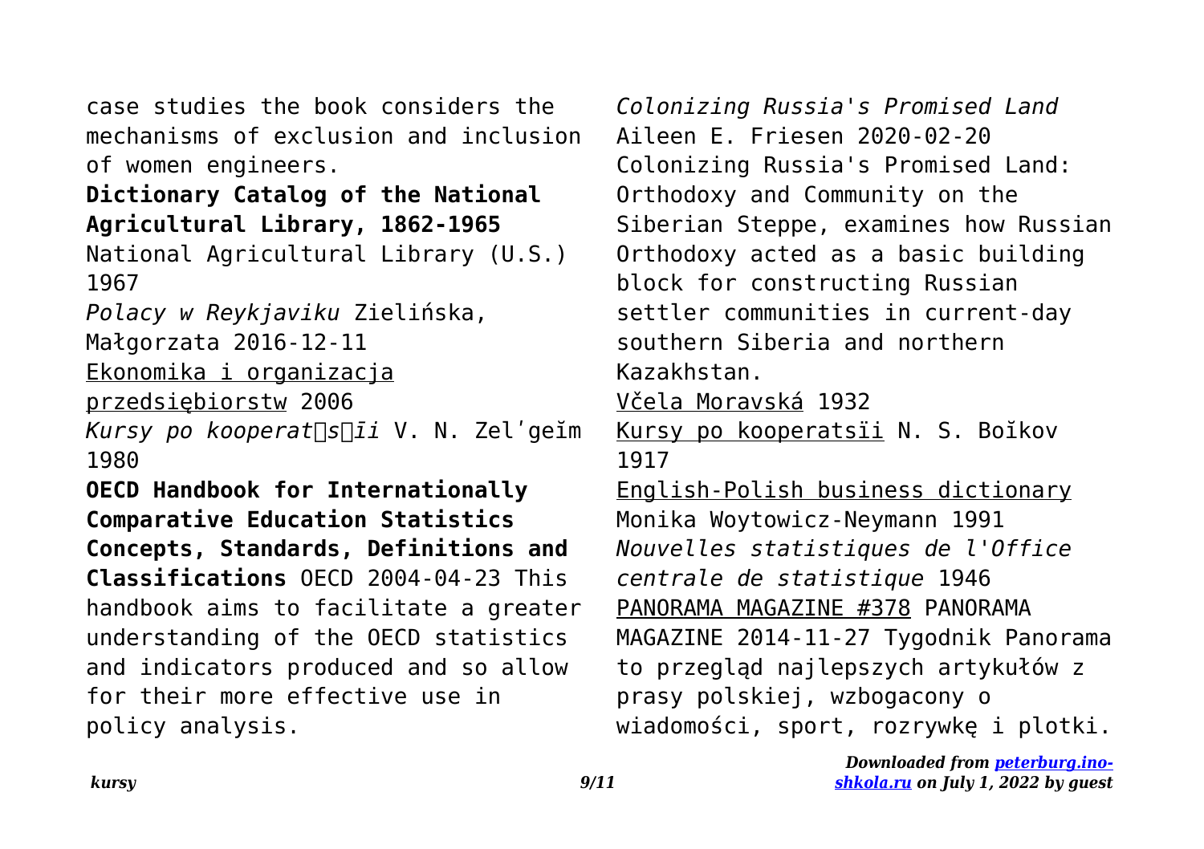case studies the book considers the mechanisms of exclusion and inclusion of women engineers.

**Dictionary Catalog of the National Agricultural Library, 1862-1965** National Agricultural Library (U.S.) 1967

*Polacy w Reykjaviku* Zielińska, Małgorzata 2016-12-11

Ekonomika i organizacja przedsiębiorstw 2006

*Kursy po kooperat͡s͡īi* V. N. Zelʹgeĭm 1980

**OECD Handbook for Internationally Comparative Education Statistics Concepts, Standards, Definitions and Classifications** OECD 2004-04-23 This handbook aims to facilitate a greater understanding of the OECD statistics and indicators produced and so allow for their more effective use in policy analysis.

*Colonizing Russia's Promised Land* Aileen E. Friesen 2020-02-20 Colonizing Russia's Promised Land: Orthodoxy and Community on the Siberian Steppe, examines how Russian Orthodoxy acted as a basic building block for constructing Russian settler communities in current-day southern Siberia and northern Kazakhstan.

Včela Moravská 1932

Kursy po kooperatsïi N. S. Boĭkov 1917

English-Polish business dictionary Monika Woytowicz-Neymann 1991

*Nouvelles statistiques de l'Office centrale de statistique* 1946

PANORAMA MAGAZINE #378 PANORAMA MAGAZINE 2014-11-27 Tygodnik Panorama to przegląd najlepszych artykułów z prasy polskiej, wzbogacony o wiadomości, sport, rozrywkę i plotki.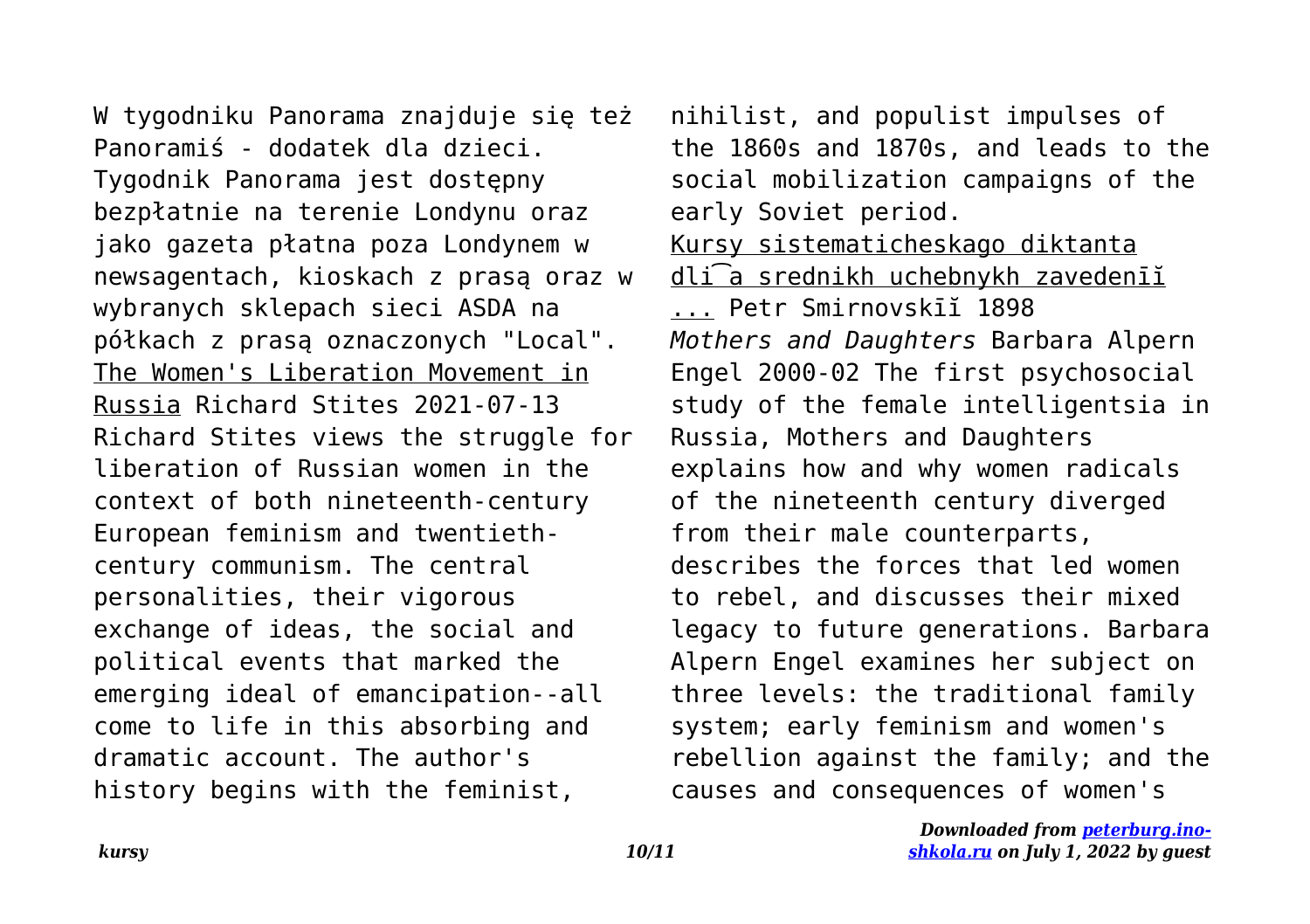W tygodniku Panorama znajduje się też Panoramiś - dodatek dla dzieci. Tygodnik Panorama jest dostępny bezpłatnie na terenie Londynu oraz jako gazeta płatna poza Londynem w newsagentach, kioskach z prasą oraz w wybranych sklepach sieci ASDA na półkach z prasą oznaczonych "Local".

The Women's Liberation Movement in Russia Richard Stites 2021-07-13 Richard Stites views the struggle for liberation of Russian women in the context of both nineteenth-century European feminism and twentieth-century communism. The central personalities, their vigorous exchange of ideas, the social and political events that marked the emerging ideal of emancipation--all come to life in this absorbing and dramatic account. The author's history begins with the feminist, nihilist, and populist impulses of the 1860s and 1870s, and leads to the social mobilization campaigns of the early Soviet period.

Kursy sistematicheskago diktanta dli︠a︡ srednikh uchebnykh zavedeniĭ ... Petr Smirnovskīĭ 1898

*Mothers and Daughters* Barbara Alpern Engel 2000-02 The first psychosocial study of the female intelligentsia in Russia, Mothers and Daughters explains how and why women radicals of the nineteenth century diverged from their male counterparts, describes the forces that led women to rebel, and discusses their mixed legacy to future generations. Barbara Alpern Engel examines her subject on three levels: the traditional family system; early feminism and women's rebellion against the family; and the causes and consequences of women's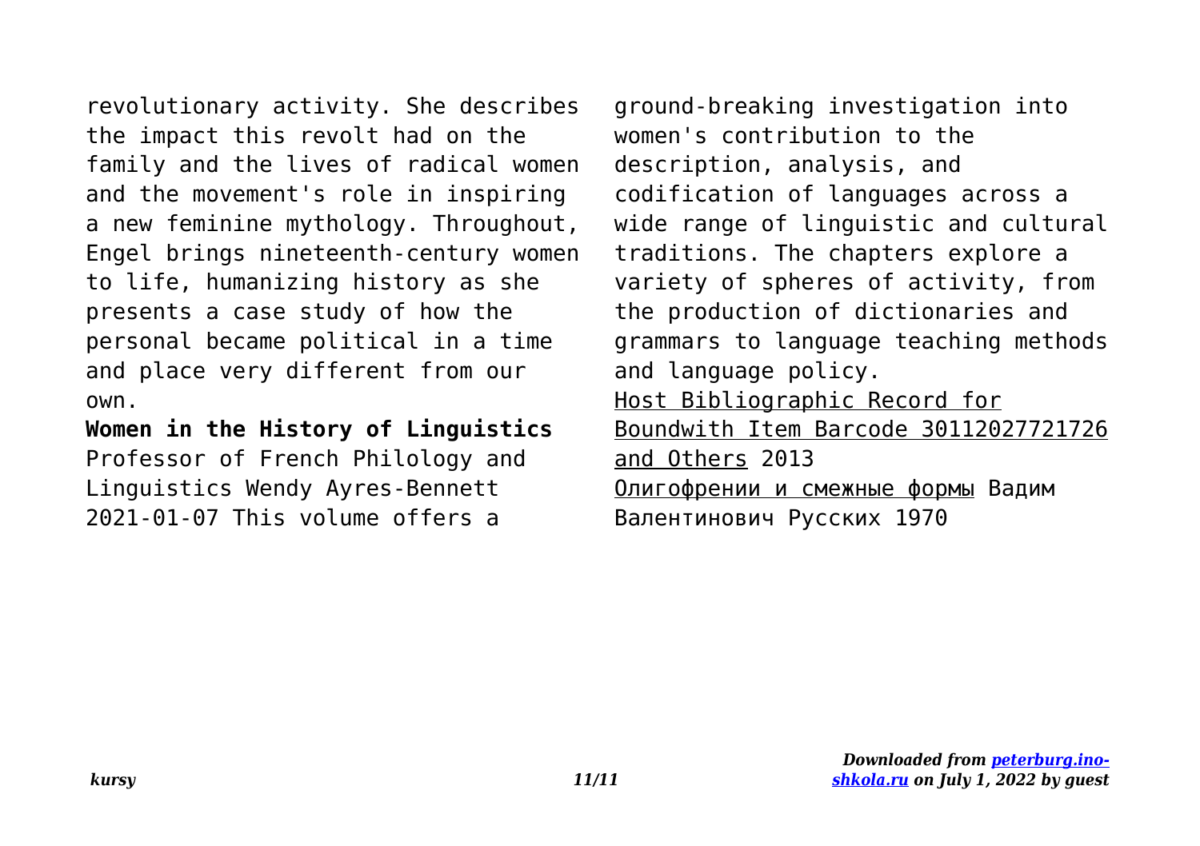revolutionary activity. She describes the impact this revolt had on the family and the lives of radical women and the movement's role in inspiring a new feminine mythology. Throughout, Engel brings nineteenth-century women to life, humanizing history as she presents a case study of how the personal became political in a time and place very different from our own.

**Women in the History of Linguistics** Professor of French Philology and Linguistics Wendy Ayres-Bennett 2021-01-07 This volume offers a ground-breaking investigation into women's contribution to the description, analysis, and codification of languages across a wide range of linguistic and cultural traditions. The chapters explore a variety of spheres of activity, from the production of dictionaries and grammars to language teaching methods and language policy.

Host Bibliographic Record for Boundwith Item Barcode 30112027721726 and Others 2013

Олигофрении и смежные формы Вадим Валентинович Русских 1970